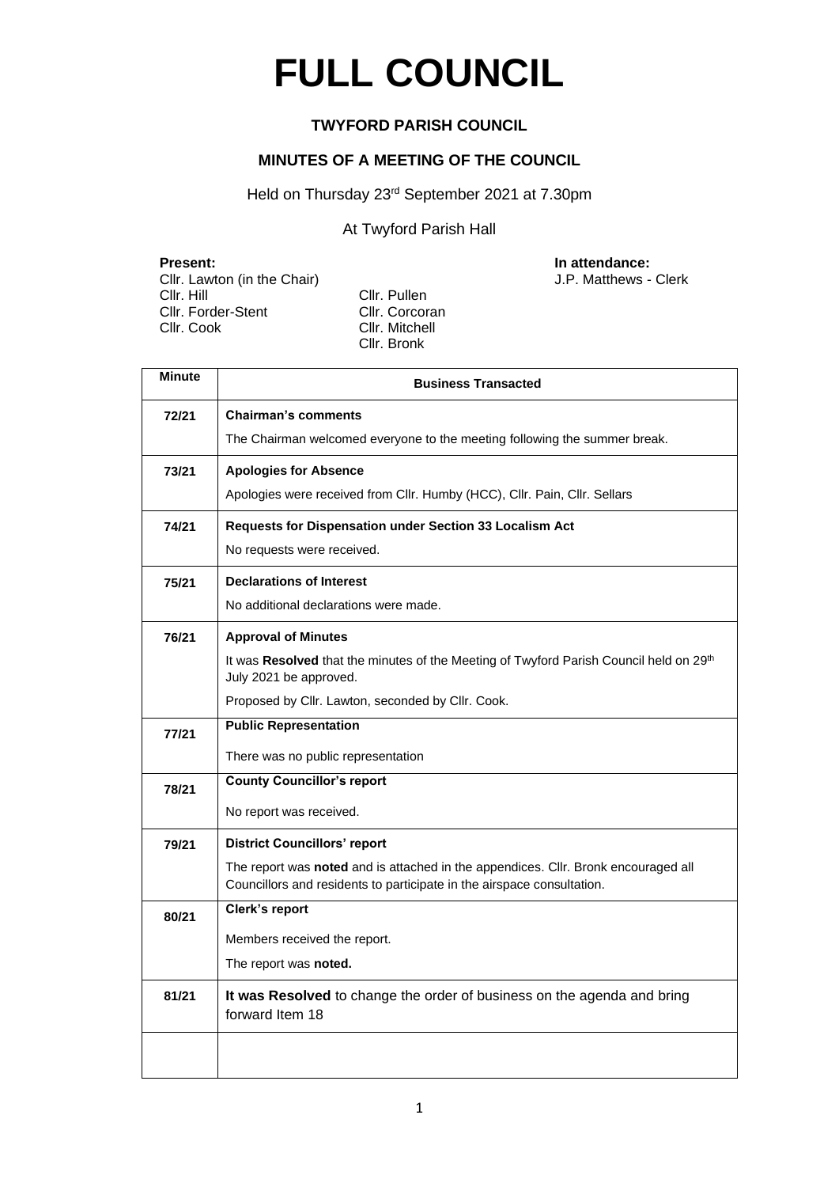# FULL COUNCIL

**TWYFORD PARISH COUNCIL**

**MINUTES OF A MEETING OF THE COUNCIL**

Held on Thursday 23rd September 2021 at 7.30pm

At Twyford Parish Hall

**Present:**
Cllr. Lawton (in the Chair)
Cllr. Hill
Cllr. Forder-Stent
Cllr. Cook
Cllr. Pullen
Cllr. Corcoran
Cllr. Mitchell
Cllr. Bronk

**In attendance:**
J.P. Matthews - Clerk

| Minute | Business Transacted |
|---|---|
| 72/21 | **Chairman's comments**<br>The Chairman welcomed everyone to the meeting following the summer break. |
| 73/21 | **Apologies for Absence**<br>Apologies were received from Cllr. Humby (HCC), Cllr. Pain, Cllr. Sellars |
| 74/21 | **Requests for Dispensation under Section 33 Localism Act**<br>No requests were received. |
| 75/21 | **Declarations of Interest**<br>No additional declarations were made. |
| 76/21 | **Approval of Minutes**<br>It was **Resolved** that the minutes of the Meeting of Twyford Parish Council held on 29th July 2021 be approved.<br>Proposed by Cllr. Lawton, seconded by Cllr. Cook. |
| 77/21 | **Public Representation**<br>There was no public representation |
| 78/21 | **County Councillor's report**<br>No report was received. |
| 79/21 | **District Councillors' report**<br>The report was **noted** and is attached in the appendices. Cllr. Bronk encouraged all Councillors and residents to participate in the airspace consultation. |
| 80/21 | **Clerk's report**<br>Members received the report.<br>The report was **noted.** |
| 81/21 | **It was Resolved** to change the order of business on the agenda and bring forward Item 18 |
| | |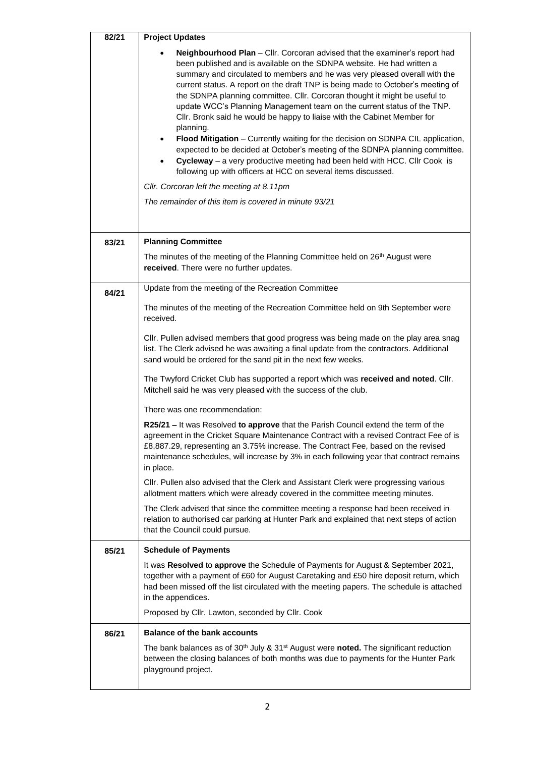| | |
|---|---|
| 82/21 | **Project Updates**<br><br>- **Neighbourhood Plan** – Cllr. Corcoran advised that the examiner's report had been published and is available on the SDNPA website. He had written a summary and circulated to members and he was very pleased overall with the current status. A report on the draft TNP is being made to October's meeting of the SDNPA planning committee. Cllr. Corcoran thought it might be useful to update WCC's Planning Management team on the current status of the TNP. Cllr. Bronk said he would be happy to liaise with the Cabinet Member for planning.<br>- **Flood Mitigation** – Currently waiting for the decision on SDNPA CIL application, expected to be decided at October's meeting of the SDNPA planning committee.<br>- **Cycleway** – a very productive meeting had been held with HCC. Cllr Cook is following up with officers at HCC on several items discussed.<br><br>*Cllr. Corcoran left the meeting at 8.11pm*<br><br>*The remainder of this item is covered in minute 93/21* |
| 83/21 | **Planning Committee**<br><br>The minutes of the meeting of the Planning Committee held on 26th August were **received**. There were no further updates. |
| 84/21 | Update from the meeting of the Recreation Committee<br><br>The minutes of the meeting of the Recreation Committee held on 9th September were received.<br><br>Cllr. Pullen advised members that good progress was being made on the play area snag list. The Clerk advised he was awaiting a final update from the contractors. Additional sand would be ordered for the sand pit in the next few weeks.<br><br>The Twyford Cricket Club has supported a report which was **received and noted**. Cllr. Mitchell said he was very pleased with the success of the club.<br><br>There was one recommendation:<br><br>**R25/21 –** It was Resolved **to approve** that the Parish Council extend the term of the agreement in the Cricket Square Maintenance Contract with a revised Contract Fee of is £8,887.29, representing an 3.75% increase. The Contract Fee, based on the revised maintenance schedules, will increase by 3% in each following year that contract remains in place.<br><br>Cllr. Pullen also advised that the Clerk and Assistant Clerk were progressing various allotment matters which were already covered in the committee meeting minutes.<br><br>The Clerk advised that since the committee meeting a response had been received in relation to authorised car parking at Hunter Park and explained that next steps of action that the Council could pursue. |
| 85/21 | **Schedule of Payments**<br><br>It was **Resolved** to **approve** the Schedule of Payments for August & September 2021, together with a payment of £60 for August Caretaking and £50 hire deposit return, which had been missed off the list circulated with the meeting papers. The schedule is attached in the appendices.<br><br>Proposed by Cllr. Lawton, seconded by Cllr. Cook |
| 86/21 | **Balance of the bank accounts**<br><br>The bank balances as of 30th July & 31st August were **noted.** The significant reduction between the closing balances of both months was due to payments for the Hunter Park playground project. |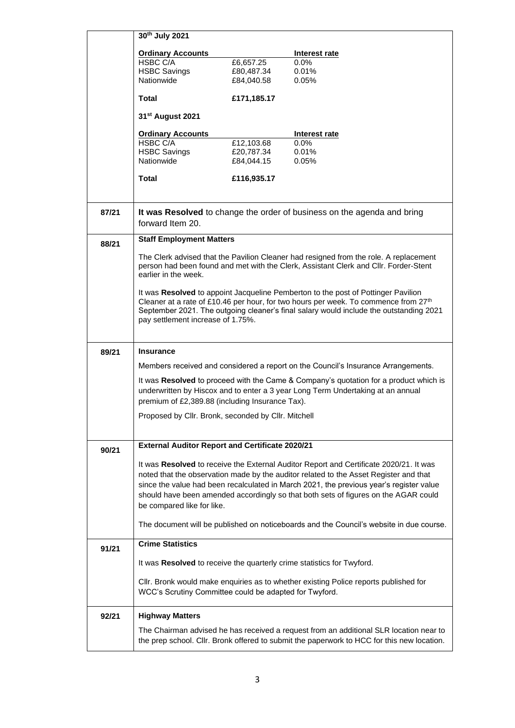**30th July 2021**

| Ordinary Accounts | | Interest rate |
|---|---|---|
| HSBC C/A | £6,657.25 | 0.0% |
| HSBC Savings | £80,487.34 | 0.01% |
| Nationwide | £84,040.58 | 0.05% |
| **Total** | **£171,185.17** | |

**31st August 2021**

| Ordinary Accounts | | Interest rate |
|---|---|---|
| HSBC C/A | £12,103.68 | 0.0% |
| HSBC Savings | £20,787.34 | 0.01% |
| Nationwide | £84,044.15 | 0.05% |
| **Total** | **£116,935.17** | |

**87/21**

**It was Resolved** to change the order of business on the agenda and bring forward Item 20.

**88/21** **Staff Employment Matters**

The Clerk advised that the Pavilion Cleaner had resigned from the role. A replacement person had been found and met with the Clerk, Assistant Clerk and Cllr. Forder-Stent earlier in the week.

It was **Resolved** to appoint Jacqueline Pemberton to the post of Pottinger Pavilion Cleaner at a rate of £10.46 per hour, for two hours per week. To commence from 27th September 2021. The outgoing cleaner's final salary would include the outstanding 2021 pay settlement increase of 1.75%.

**89/21** **Insurance**

Members received and considered a report on the Council's Insurance Arrangements.

It was **Resolved** to proceed with the Came & Company's quotation for a product which is underwritten by Hiscox and to enter a 3 year Long Term Undertaking at an annual premium of £2,389.88 (including Insurance Tax).

Proposed by Cllr. Bronk, seconded by Cllr. Mitchell

**90/21** **External Auditor Report and Certificate 2020/21**

It was **Resolved** to receive the External Auditor Report and Certificate 2020/21. It was noted that the observation made by the auditor related to the Asset Register and that since the value had been recalculated in March 2021, the previous year's register value should have been amended accordingly so that both sets of figures on the AGAR could be compared like for like.

The document will be published on noticeboards and the Council's website in due course.

**91/21** **Crime Statistics**

It was **Resolved** to receive the quarterly crime statistics for Twyford.

Cllr. Bronk would make enquiries as to whether existing Police reports published for WCC's Scrutiny Committee could be adapted for Twyford.

**92/21** **Highway Matters**

The Chairman advised he has received a request from an additional SLR location near to the prep school. Cllr. Bronk offered to submit the paperwork to HCC for this new location.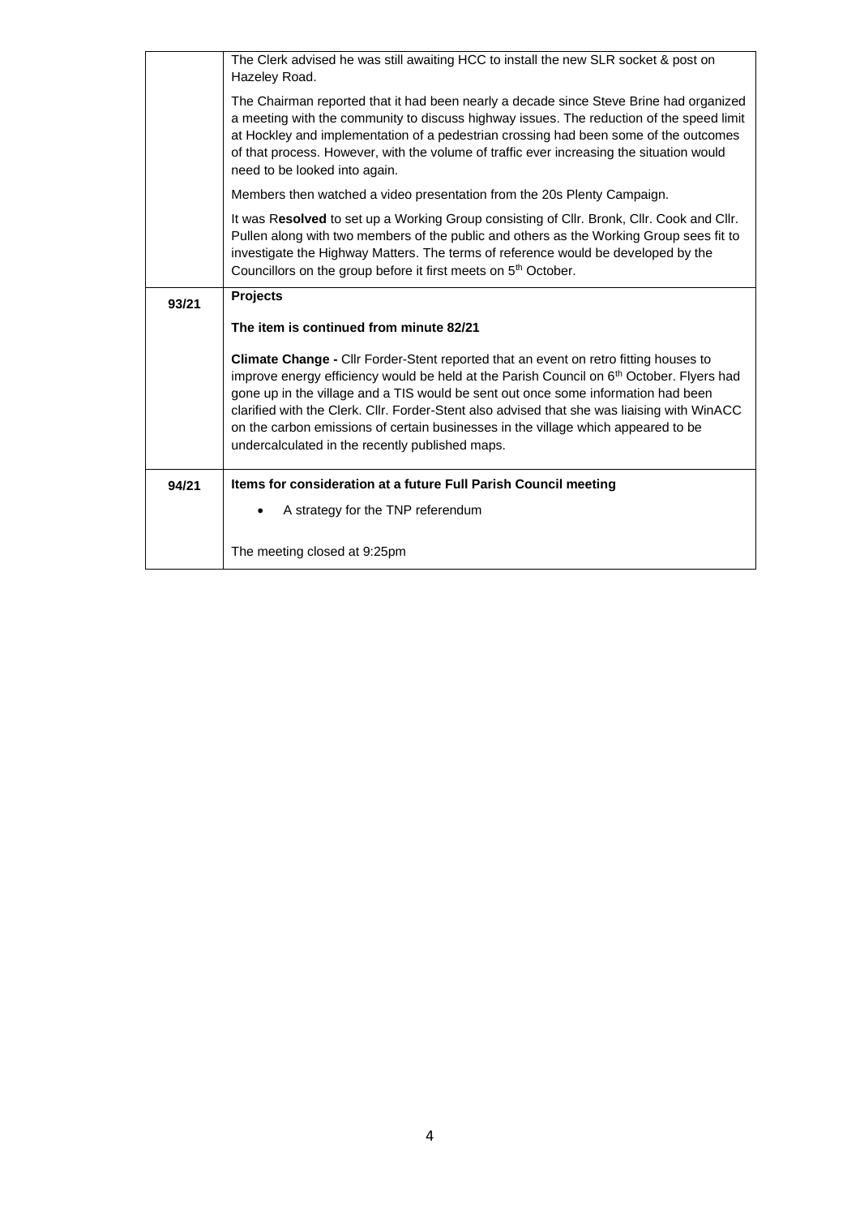| | |
|---|---|
| | The Clerk advised he was still awaiting HCC to install the new SLR socket & post on Hazeley Road.<br><br>The Chairman reported that it had been nearly a decade since Steve Brine had organized a meeting with the community to discuss highway issues. The reduction of the speed limit at Hockley and implementation of a pedestrian crossing had been some of the outcomes of that process. However, with the volume of traffic ever increasing the situation would need to be looked into again.<br><br>Members then watched a video presentation from the 20s Plenty Campaign.<br><br>It was R**esolved** to set up a Working Group consisting of Cllr. Bronk, Cllr. Cook and Cllr. Pullen along with two members of the public and others as the Working Group sees fit to investigate the Highway Matters. The terms of reference would be developed by the Councillors on the group before it first meets on 5th October. |
| **93/21** | **Projects**<br><br>**The item is continued from minute 82/21**<br><br>**Climate Change -** Cllr Forder-Stent reported that an event on retro fitting houses to improve energy efficiency would be held at the Parish Council on 6th October. Flyers had gone up in the village and a TIS would be sent out once some information had been clarified with the Clerk. Cllr. Forder-Stent also advised that she was liaising with WinACC on the carbon emissions of certain businesses in the village which appeared to be undercalculated in the recently published maps. |
| **94/21** | **Items for consideration at a future Full Parish Council meeting**<br><br>• A strategy for the TNP referendum<br><br>The meeting closed at 9:25pm |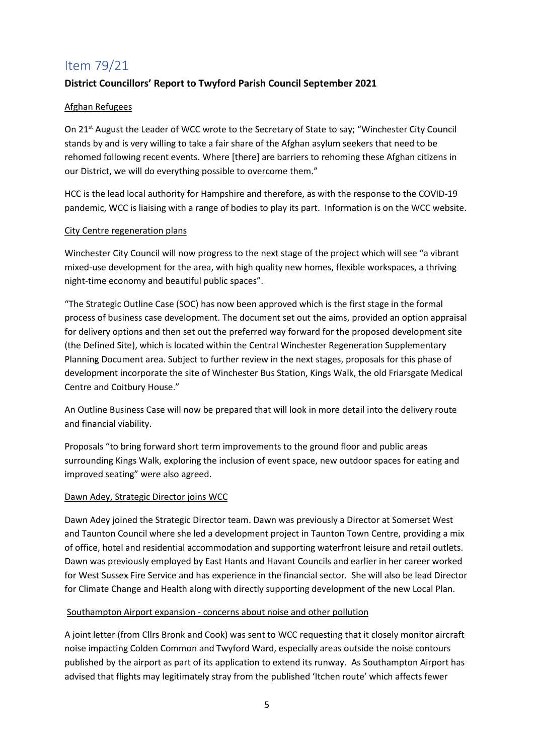# Item 79/21

**District Councillors' Report to Twyford Parish Council September 2021**

Afghan Refugees

On 21st August the Leader of WCC wrote to the Secretary of State to say; "Winchester City Council stands by and is very willing to take a fair share of the Afghan asylum seekers that need to be rehomed following recent events. Where [there] are barriers to rehoming these Afghan citizens in our District, we will do everything possible to overcome them."

HCC is the lead local authority for Hampshire and therefore, as with the response to the COVID-19 pandemic, WCC is liaising with a range of bodies to play its part. Information is on the WCC website.

City Centre regeneration plans

Winchester City Council will now progress to the next stage of the project which will see "a vibrant mixed-use development for the area, with high quality new homes, flexible workspaces, a thriving night-time economy and beautiful public spaces".

"The Strategic Outline Case (SOC) has now been approved which is the first stage in the formal process of business case development. The document set out the aims, provided an option appraisal for delivery options and then set out the preferred way forward for the proposed development site (the Defined Site), which is located within the Central Winchester Regeneration Supplementary Planning Document area. Subject to further review in the next stages, proposals for this phase of development incorporate the site of Winchester Bus Station, Kings Walk, the old Friarsgate Medical Centre and Coitbury House."

An Outline Business Case will now be prepared that will look in more detail into the delivery route and financial viability.

Proposals "to bring forward short term improvements to the ground floor and public areas surrounding Kings Walk, exploring the inclusion of event space, new outdoor spaces for eating and improved seating" were also agreed.

Dawn Adey, Strategic Director joins WCC

Dawn Adey joined the Strategic Director team. Dawn was previously a Director at Somerset West and Taunton Council where she led a development project in Taunton Town Centre, providing a mix of office, hotel and residential accommodation and supporting waterfront leisure and retail outlets. Dawn was previously employed by East Hants and Havant Councils and earlier in her career worked for West Sussex Fire Service and has experience in the financial sector. She will also be lead Director for Climate Change and Health along with directly supporting development of the new Local Plan.

Southampton Airport expansion - concerns about noise and other pollution

A joint letter (from Cllrs Bronk and Cook) was sent to WCC requesting that it closely monitor aircraft noise impacting Colden Common and Twyford Ward, especially areas outside the noise contours published by the airport as part of its application to extend its runway. As Southampton Airport has advised that flights may legitimately stray from the published 'Itchen route' which affects fewer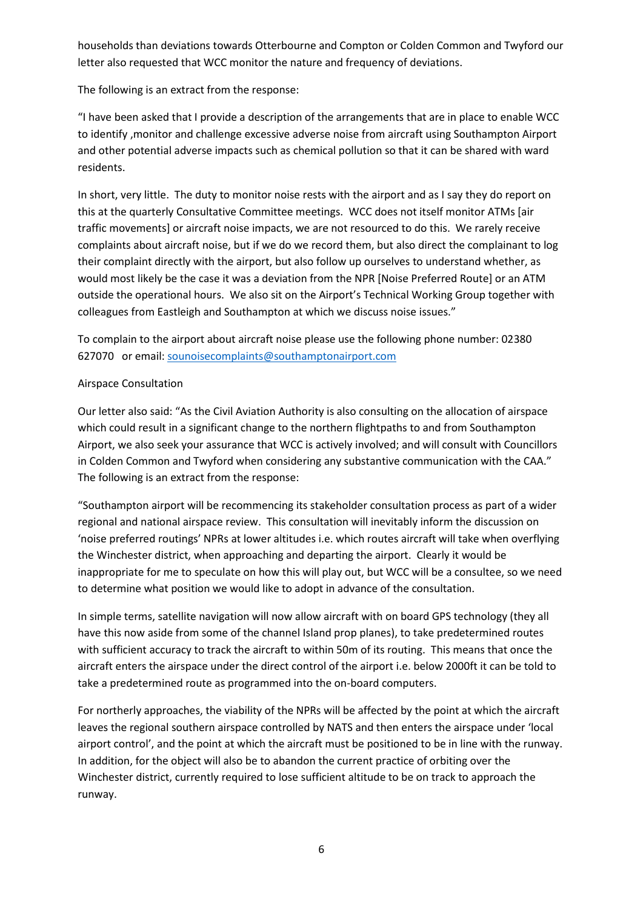households than deviations towards Otterbourne and Compton or Colden Common and Twyford our letter also requested that WCC monitor the nature and frequency of deviations.

The following is an extract from the response:

"I have been asked that I provide a description of the arrangements that are in place to enable WCC to identify ,monitor and challenge excessive adverse noise from aircraft using Southampton Airport and other potential adverse impacts such as chemical pollution so that it can be shared with ward residents.

In short, very little. The duty to monitor noise rests with the airport and as I say they do report on this at the quarterly Consultative Committee meetings. WCC does not itself monitor ATMs [air traffic movements] or aircraft noise impacts, we are not resourced to do this. We rarely receive complaints about aircraft noise, but if we do we record them, but also direct the complainant to log their complaint directly with the airport, but also follow up ourselves to understand whether, as would most likely be the case it was a deviation from the NPR [Noise Preferred Route] or an ATM outside the operational hours. We also sit on the Airport's Technical Working Group together with colleagues from Eastleigh and Southampton at which we discuss noise issues."

To complain to the airport about aircraft noise please use the following phone number: 02380 627070 or email: [sounoisecomplaints@southamptonairport.com](mailto:sounoisecomplaints@southamptonairport.com)

Airspace Consultation

Our letter also said: "As the Civil Aviation Authority is also consulting on the allocation of airspace which could result in a significant change to the northern flightpaths to and from Southampton Airport, we also seek your assurance that WCC is actively involved; and will consult with Councillors in Colden Common and Twyford when considering any substantive communication with the CAA." The following is an extract from the response:

"Southampton airport will be recommencing its stakeholder consultation process as part of a wider regional and national airspace review. This consultation will inevitably inform the discussion on 'noise preferred routings' NPRs at lower altitudes i.e. which routes aircraft will take when overflying the Winchester district, when approaching and departing the airport. Clearly it would be inappropriate for me to speculate on how this will play out, but WCC will be a consultee, so we need to determine what position we would like to adopt in advance of the consultation.

In simple terms, satellite navigation will now allow aircraft with on board GPS technology (they all have this now aside from some of the channel Island prop planes), to take predetermined routes with sufficient accuracy to track the aircraft to within 50m of its routing. This means that once the aircraft enters the airspace under the direct control of the airport i.e. below 2000ft it can be told to take a predetermined route as programmed into the on-board computers.

For northerly approaches, the viability of the NPRs will be affected by the point at which the aircraft leaves the regional southern airspace controlled by NATS and then enters the airspace under 'local airport control', and the point at which the aircraft must be positioned to be in line with the runway. In addition, for the object will also be to abandon the current practice of orbiting over the Winchester district, currently required to lose sufficient altitude to be on track to approach the runway.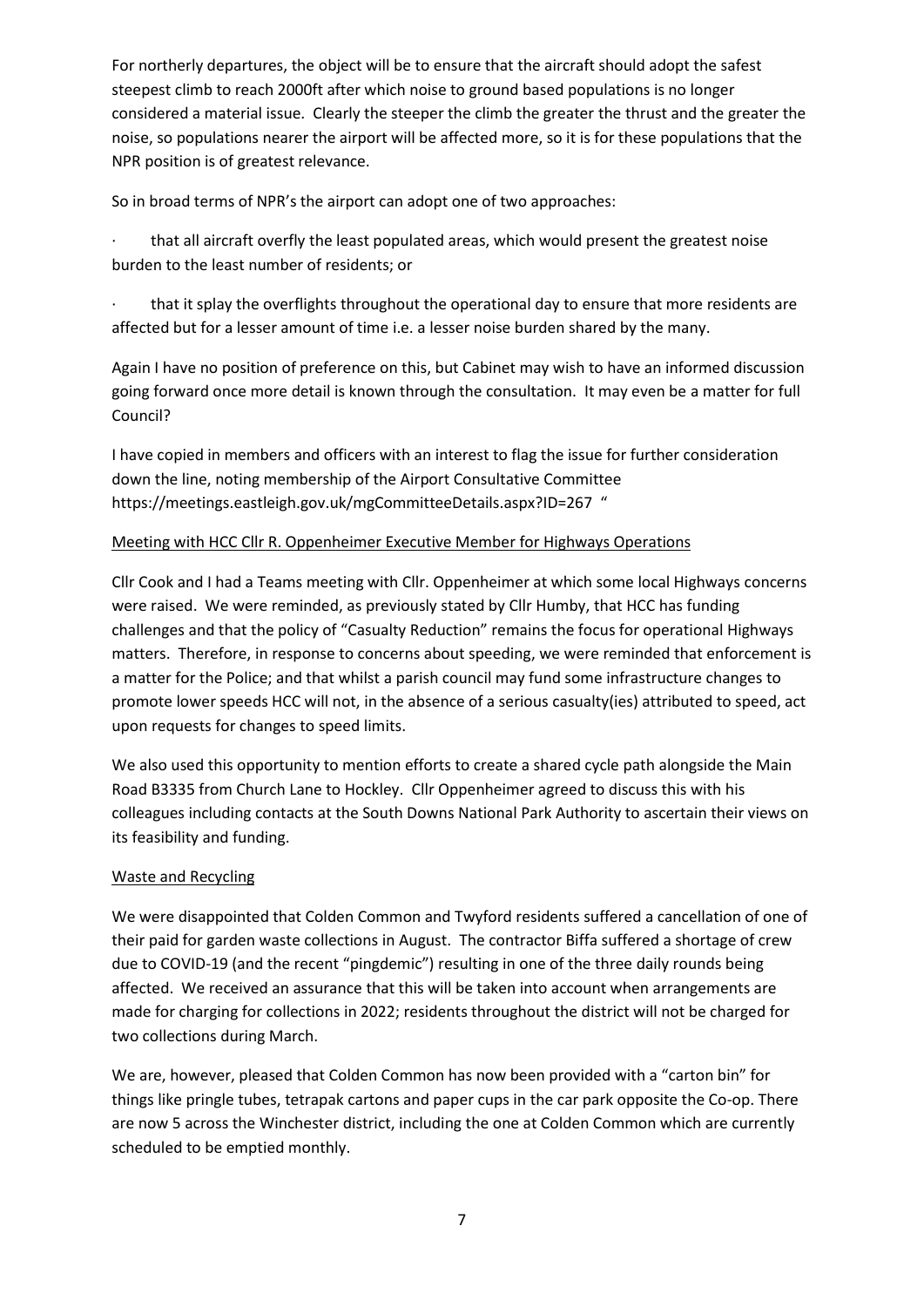For northerly departures, the object will be to ensure that the aircraft should adopt the safest steepest climb to reach 2000ft after which noise to ground based populations is no longer considered a material issue. Clearly the steeper the climb the greater the thrust and the greater the noise, so populations nearer the airport will be affected more, so it is for these populations that the NPR position is of greatest relevance.

So in broad terms of NPR's the airport can adopt one of two approaches:

· that all aircraft overfly the least populated areas, which would present the greatest noise burden to the least number of residents; or

· that it splay the overflights throughout the operational day to ensure that more residents are affected but for a lesser amount of time i.e. a lesser noise burden shared by the many.

Again I have no position of preference on this, but Cabinet may wish to have an informed discussion going forward once more detail is known through the consultation. It may even be a matter for full Council?

I have copied in members and officers with an interest to flag the issue for further consideration down the line, noting membership of the Airport Consultative Committee https://meetings.eastleigh.gov.uk/mgCommitteeDetails.aspx?ID=267 "

## Meeting with HCC Cllr R. Oppenheimer Executive Member for Highways Operations

Cllr Cook and I had a Teams meeting with Cllr. Oppenheimer at which some local Highways concerns were raised. We were reminded, as previously stated by Cllr Humby, that HCC has funding challenges and that the policy of "Casualty Reduction" remains the focus for operational Highways matters. Therefore, in response to concerns about speeding, we were reminded that enforcement is a matter for the Police; and that whilst a parish council may fund some infrastructure changes to promote lower speeds HCC will not, in the absence of a serious casualty(ies) attributed to speed, act upon requests for changes to speed limits.

We also used this opportunity to mention efforts to create a shared cycle path alongside the Main Road B3335 from Church Lane to Hockley. Cllr Oppenheimer agreed to discuss this with his colleagues including contacts at the South Downs National Park Authority to ascertain their views on its feasibility and funding.

## Waste and Recycling

We were disappointed that Colden Common and Twyford residents suffered a cancellation of one of their paid for garden waste collections in August. The contractor Biffa suffered a shortage of crew due to COVID-19 (and the recent "pingdemic") resulting in one of the three daily rounds being affected. We received an assurance that this will be taken into account when arrangements are made for charging for collections in 2022; residents throughout the district will not be charged for two collections during March.

We are, however, pleased that Colden Common has now been provided with a "carton bin" for things like pringle tubes, tetrapak cartons and paper cups in the car park opposite the Co-op. There are now 5 across the Winchester district, including the one at Colden Common which are currently scheduled to be emptied monthly.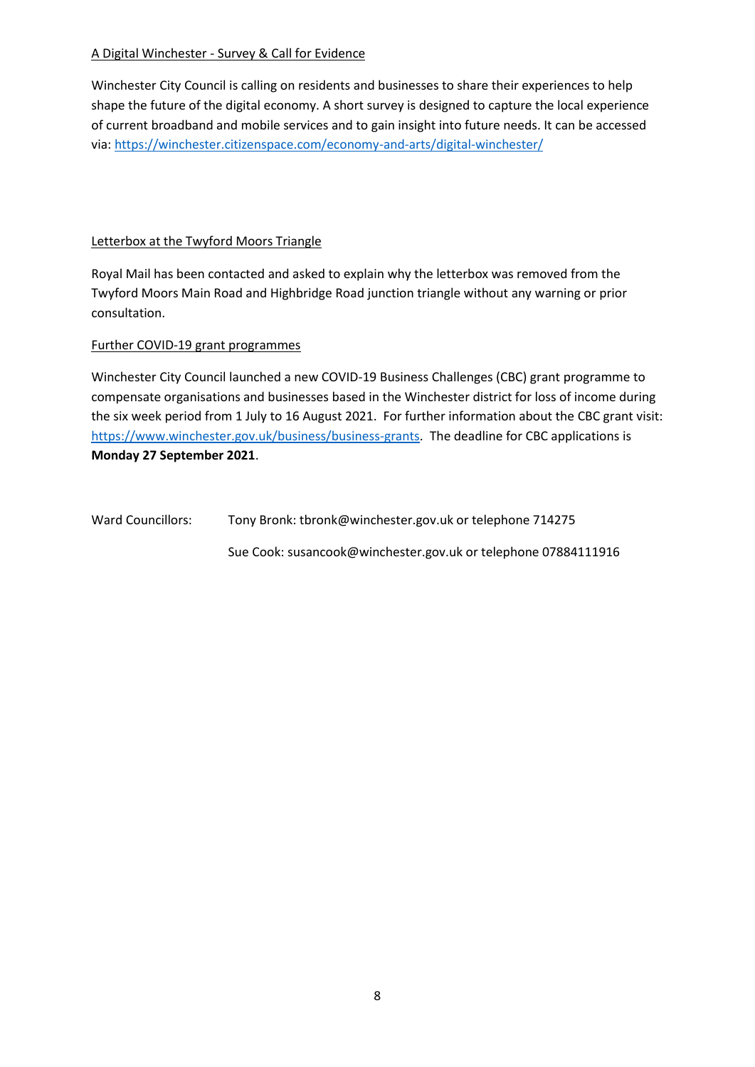A Digital Winchester - Survey & Call for Evidence

Winchester City Council is calling on residents and businesses to share their experiences to help shape the future of the digital economy. A short survey is designed to capture the local experience of current broadband and mobile services and to gain insight into future needs. It can be accessed via: https://winchester.citizenspace.com/economy-and-arts/digital-winchester/

Letterbox at the Twyford Moors Triangle

Royal Mail has been contacted and asked to explain why the letterbox was removed from the Twyford Moors Main Road and Highbridge Road junction triangle without any warning or prior consultation.

Further COVID-19 grant programmes

Winchester City Council launched a new COVID-19 Business Challenges (CBC) grant programme to compensate organisations and businesses based in the Winchester district for loss of income during the six week period from 1 July to 16 August 2021. For further information about the CBC grant visit: https://www.winchester.gov.uk/business/business-grants. The deadline for CBC applications is **Monday 27 September 2021**.

Ward Councillors: Tony Bronk: tbronk@winchester.gov.uk or telephone 714275

Sue Cook: susancook@winchester.gov.uk or telephone 07884111916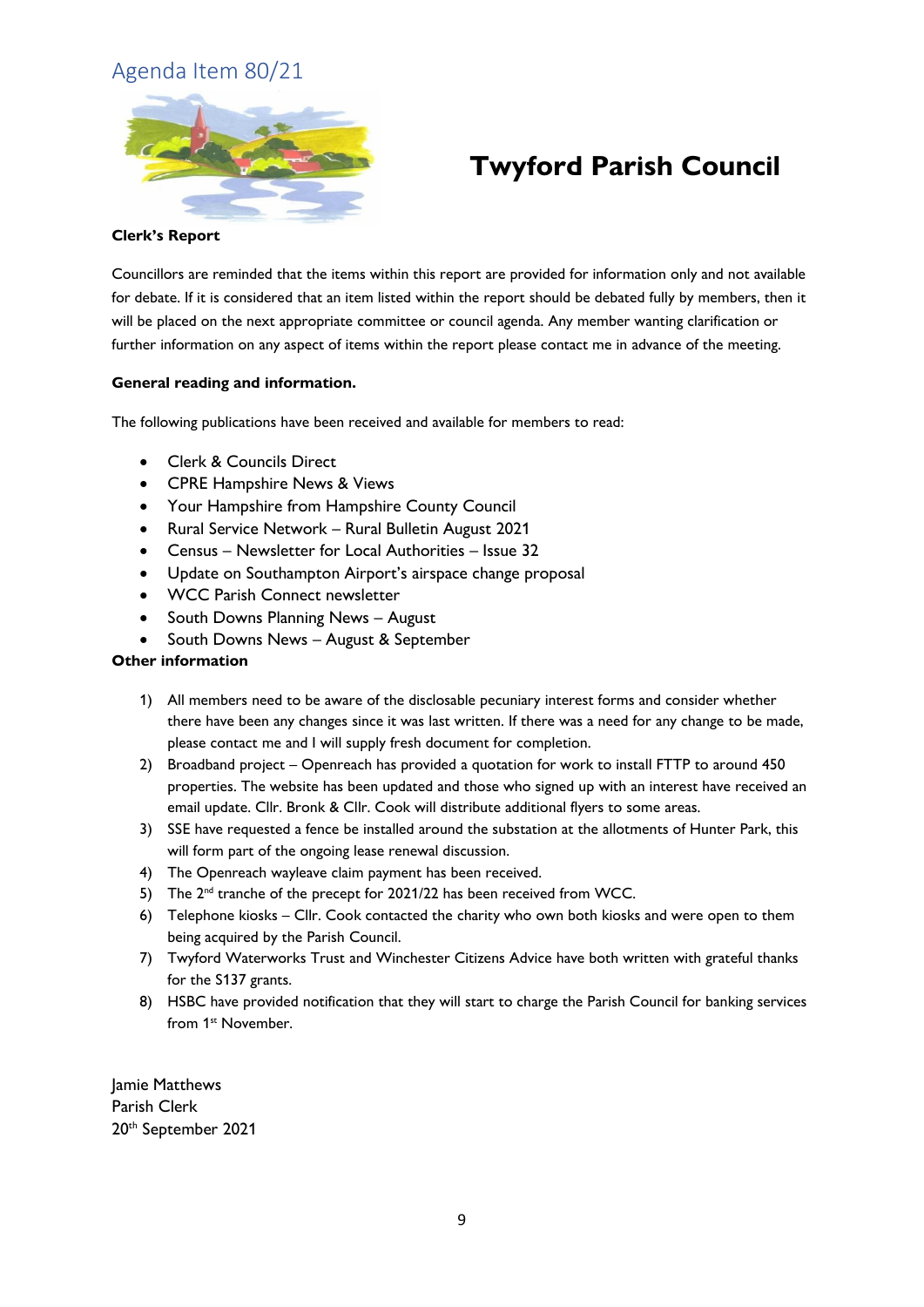Agenda Item 80/21

# Twyford Parish Council

**Clerk's Report**

Councillors are reminded that the items within this report are provided for information only and not available for debate. If it is considered that an item listed within the report should be debated fully by members, then it will be placed on the next appropriate committee or council agenda. Any member wanting clarification or further information on any aspect of items within the report please contact me in advance of the meeting.

**General reading and information.**

The following publications have been received and available for members to read:

- Clerk & Councils Direct
- CPRE Hampshire News & Views
- Your Hampshire from Hampshire County Council
- Rural Service Network – Rural Bulletin August 2021
- Census – Newsletter for Local Authorities – Issue 32
- Update on Southampton Airport's airspace change proposal
- WCC Parish Connect newsletter
- South Downs Planning News – August
- South Downs News – August & September

**Other information**

1) All members need to be aware of the disclosable pecuniary interest forms and consider whether there have been any changes since it was last written. If there was a need for any change to be made, please contact me and I will supply fresh document for completion.
2) Broadband project – Openreach has provided a quotation for work to install FTTP to around 450 properties. The website has been updated and those who signed up with an interest have received an email update. Cllr. Bronk & Cllr. Cook will distribute additional flyers to some areas.
3) SSE have requested a fence be installed around the substation at the allotments of Hunter Park, this will form part of the ongoing lease renewal discussion.
4) The Openreach wayleave claim payment has been received.
5) The 2nd tranche of the precept for 2021/22 has been received from WCC.
6) Telephone kiosks – Cllr. Cook contacted the charity who own both kiosks and were open to them being acquired by the Parish Council.
7) Twyford Waterworks Trust and Winchester Citizens Advice have both written with grateful thanks for the S137 grants.
8) HSBC have provided notification that they will start to charge the Parish Council for banking services from 1st November.

Jamie Matthews
Parish Clerk
20th September 2021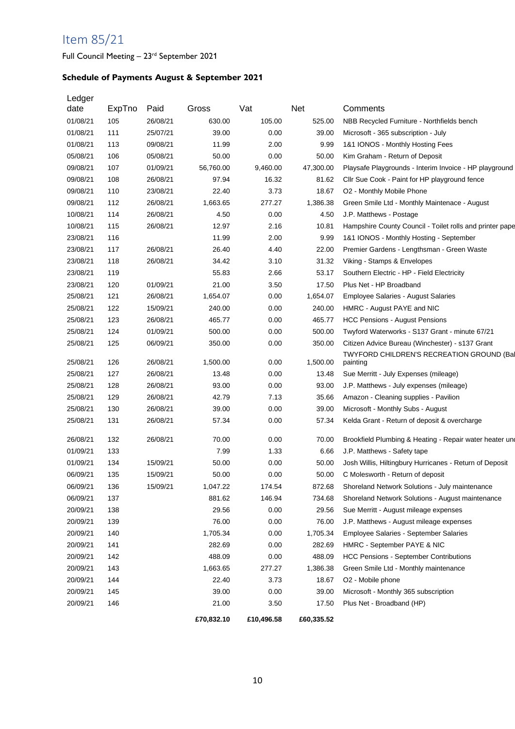# Item 85/21

Full Council Meeting – 23rd September 2021

**Schedule of Payments August & September 2021**

| Ledger date | ExpTno | Paid | Gross | Vat | Net | Comments |
|---|---|---|---|---|---|---|
| 01/08/21 | 105 | 26/08/21 | 630.00 | 105.00 | 525.00 | NBB Recycled Furniture - Northfields bench |
| 01/08/21 | 111 | 25/07/21 | 39.00 | 0.00 | 39.00 | Microsoft - 365 subscription - July |
| 01/08/21 | 113 | 09/08/21 | 11.99 | 2.00 | 9.99 | 1&1 IONOS - Monthly Hosting Fees |
| 05/08/21 | 106 | 05/08/21 | 50.00 | 0.00 | 50.00 | Kim Graham - Return of Deposit |
| 09/08/21 | 107 | 01/09/21 | 56,760.00 | 9,460.00 | 47,300.00 | Playsafe Playgrounds - Interim Invoice - HP playground |
| 09/08/21 | 108 | 26/08/21 | 97.94 | 16.32 | 81.62 | Cllr Sue Cook - Paint for HP playground fence |
| 09/08/21 | 110 | 23/08/21 | 22.40 | 3.73 | 18.67 | O2 - Monthly Mobile Phone |
| 09/08/21 | 112 | 26/08/21 | 1,663.65 | 277.27 | 1,386.38 | Green Smile Ltd - Monthly Maintenance - August |
| 10/08/21 | 114 | 26/08/21 | 4.50 | 0.00 | 4.50 | J.P. Matthews - Postage |
| 10/08/21 | 115 | 26/08/21 | 12.97 | 2.16 | 10.81 | Hampshire County Council - Toilet rolls and printer pape |
| 23/08/21 | 116 | | 11.99 | 2.00 | 9.99 | 1&1 IONOS - Monthly Hosting - September |
| 23/08/21 | 117 | 26/08/21 | 26.40 | 4.40 | 22.00 | Premier Gardens - Lengthsman - Green Waste |
| 23/08/21 | 118 | 26/08/21 | 34.42 | 3.10 | 31.32 | Viking - Stamps & Envelopes |
| 23/08/21 | 119 | | 55.83 | 2.66 | 53.17 | Southern Electric - HP - Field Electricity |
| 23/08/21 | 120 | 01/09/21 | 21.00 | 3.50 | 17.50 | Plus Net - HP Broadband |
| 25/08/21 | 121 | 26/08/21 | 1,654.07 | 0.00 | 1,654.07 | Employee Salaries - August Salaries |
| 25/08/21 | 122 | 15/09/21 | 240.00 | 0.00 | 240.00 | HMRC - August PAYE and NIC |
| 25/08/21 | 123 | 26/08/21 | 465.77 | 0.00 | 465.77 | HCC Pensions - August Pensions |
| 25/08/21 | 124 | 01/09/21 | 500.00 | 0.00 | 500.00 | Twyford Waterworks - S137 Grant - minute 67/21 |
| 25/08/21 | 125 | 06/09/21 | 350.00 | 0.00 | 350.00 | Citizen Advice Bureau (Winchester) - s137 Grant |
| 25/08/21 | 126 | 26/08/21 | 1,500.00 | 0.00 | 1,500.00 | TWYFORD CHILDREN'S RECREATION GROUND (Bal painting |
| 25/08/21 | 127 | 26/08/21 | 13.48 | 0.00 | 13.48 | Sue Merritt - July Expenses (mileage) |
| 25/08/21 | 128 | 26/08/21 | 93.00 | 0.00 | 93.00 | J.P. Matthews - July expenses (mileage) |
| 25/08/21 | 129 | 26/08/21 | 42.79 | 7.13 | 35.66 | Amazon - Cleaning supplies - Pavilion |
| 25/08/21 | 130 | 26/08/21 | 39.00 | 0.00 | 39.00 | Microsoft - Monthly Subs - August |
| 25/08/21 | 131 | 26/08/21 | 57.34 | 0.00 | 57.34 | Kelda Grant - Return of deposit & overcharge |
| 26/08/21 | 132 | 26/08/21 | 70.00 | 0.00 | 70.00 | Brookfield Plumbing & Heating - Repair water heater unc |
| 01/09/21 | 133 | | 7.99 | 1.33 | 6.66 | J.P. Matthews - Safety tape |
| 01/09/21 | 134 | 15/09/21 | 50.00 | 0.00 | 50.00 | Josh Willis, Hiltingbury Hurricanes - Return of Deposit |
| 06/09/21 | 135 | 15/09/21 | 50.00 | 0.00 | 50.00 | C Molesworth - Return of deposit |
| 06/09/21 | 136 | 15/09/21 | 1,047.22 | 174.54 | 872.68 | Shoreland Network Solutions - July maintenance |
| 06/09/21 | 137 | | 881.62 | 146.94 | 734.68 | Shoreland Network Solutions - August maintenance |
| 20/09/21 | 138 | | 29.56 | 0.00 | 29.56 | Sue Merritt - August mileage expenses |
| 20/09/21 | 139 | | 76.00 | 0.00 | 76.00 | J.P. Matthews - August mileage expenses |
| 20/09/21 | 140 | | 1,705.34 | 0.00 | 1,705.34 | Employee Salaries - September Salaries |
| 20/09/21 | 141 | | 282.69 | 0.00 | 282.69 | HMRC - September PAYE & NIC |
| 20/09/21 | 142 | | 488.09 | 0.00 | 488.09 | HCC Pensions - September Contributions |
| 20/09/21 | 143 | | 1,663.65 | 277.27 | 1,386.38 | Green Smile Ltd - Monthly maintenance |
| 20/09/21 | 144 | | 22.40 | 3.73 | 18.67 | O2 - Mobile phone |
| 20/09/21 | 145 | | 39.00 | 0.00 | 39.00 | Microsoft - Monthly 365 subscription |
| 20/09/21 | 146 | | 21.00 | 3.50 | 17.50 | Plus Net - Broadband (HP) |
| | | | **£70,832.10** | **£10,496.58** | **£60,335.52** | |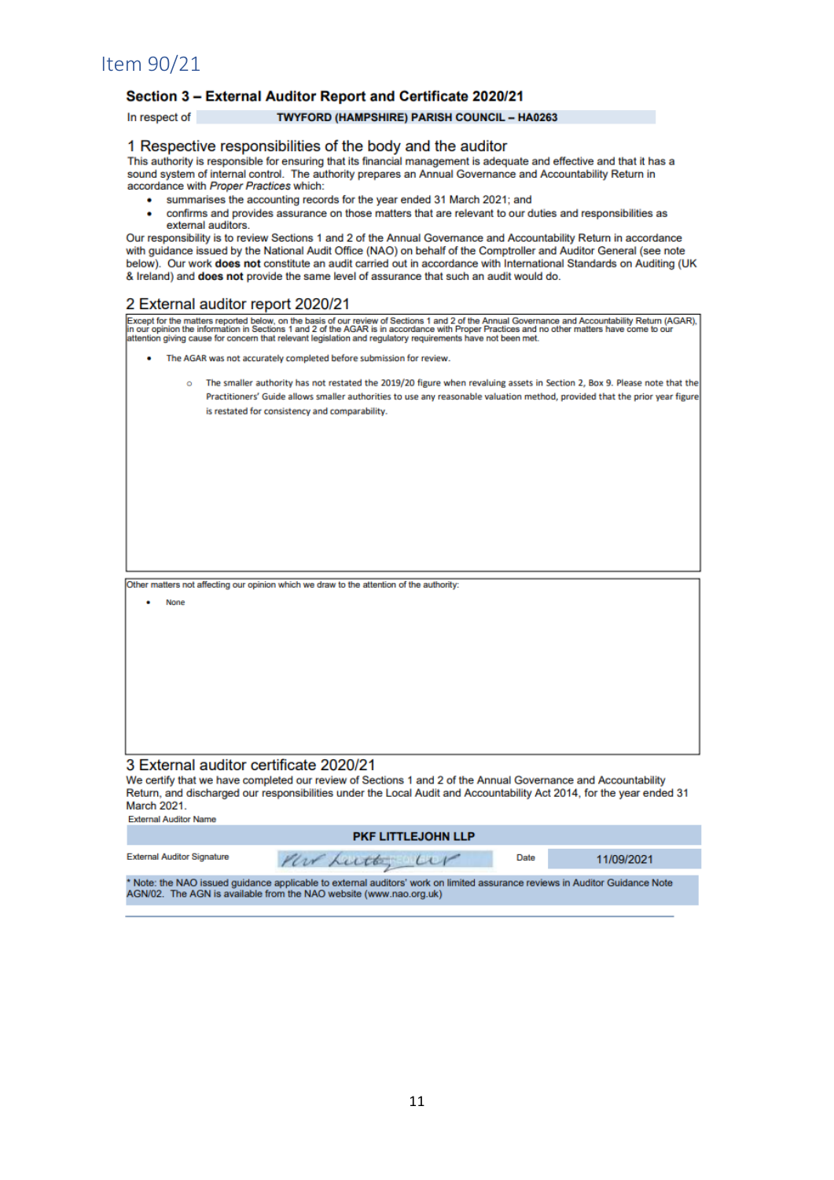Item 90/21

## Section 3 – External Auditor Report and Certificate 2020/21

In respect of **TWYFORD (HAMPSHIRE) PARISH COUNCIL – HA0263**

### 1 Respective responsibilities of the body and the auditor

This authority is responsible for ensuring that its financial management is adequate and effective and that it has a sound system of internal control. The authority prepares an Annual Governance and Accountability Return in accordance with *Proper Practices* which:

- summarises the accounting records for the year ended 31 March 2021; and
- confirms and provides assurance on those matters that are relevant to our duties and responsibilities as external auditors.

Our responsibility is to review Sections 1 and 2 of the Annual Governance and Accountability Return in accordance with guidance issued by the National Audit Office (NAO) on behalf of the Comptroller and Auditor General (see note below). Our work **does not** constitute an audit carried out in accordance with International Standards on Auditing (UK & Ireland) and **does not** provide the same level of assurance that such an audit would do.

### 2 External auditor report 2020/21

Except for the matters reported below, on the basis of our review of Sections 1 and 2 of the Annual Governance and Accountability Return (AGAR), in our opinion the information in Sections 1 and 2 of the AGAR is in accordance with Proper Practices and no other matters have come to our attention giving cause for concern that relevant legislation and regulatory requirements have not been met.

- The AGAR was not accurately completed before submission for review.
    - The smaller authority has not restated the 2019/20 figure when revaluing assets in Section 2, Box 9. Please note that the Practitioners' Guide allows smaller authorities to use any reasonable valuation method, provided that the prior year figure is restated for consistency and comparability.

Other matters not affecting our opinion which we draw to the attention of the authority:

- None

### 3 External auditor certificate 2020/21

We certify that we have completed our review of Sections 1 and 2 of the Annual Governance and Accountability Return, and discharged our responsibilities under the Local Audit and Accountability Act 2014, for the year ended 31 March 2021.

| | | | |
|---|---|---|---|
| External Auditor Name | PKF LITTLEJOHN LLP | | |
| External Auditor Signature | PKF Littlejohn LLP | Date | 11/09/2021 |

* Note: the NAO issued guidance applicable to external auditors' work on limited assurance reviews in Auditor Guidance Note AGN/02. The AGN is available from the NAO website (www.nao.org.uk)